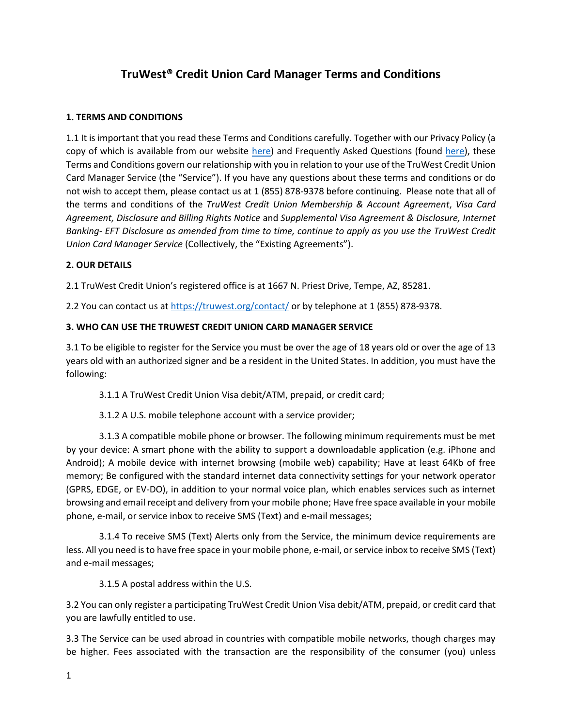# TruWest® Credit Union Card Manager Terms and Conditions

## 1. TERMS AND CONDITIONS

1.1 It is important that you read these Terms and Conditions carefully. Together with our Privacy Policy (a copy of which is available from our website here) and Frequently Asked Questions (found here), these Terms and Conditions govern our relationship with you in relation to your use of the TruWest Credit Union Card Manager Service (the "Service"). If you have any questions about these terms and conditions or do not wish to accept them, please contact us at 1 (855) 878-9378 before continuing. Please note that all of the terms and conditions of the *TruWest Credit Union Membership & Account Agreement*, *Visa Card Agreement, Disclosure and Billing Rights Notice* and *Supplemental Visa Agreement & Disclosure, Internet Banking- EFT Disclosure as amended from time to time, continue to apply as you use the TruWest Credit Union Card Manager Service* (Collectively, the "Existing Agreements").

## 2. OUR DETAILS

2.1 TruWest Credit Union's registered office is at 1667 N. Priest Drive, Tempe, AZ, 85281.

2.2 You can contact us at https://truwest.org/contact/ or by telephone at 1 (855) 878-9378.

## 3. WHO CAN USE THE TRUWEST CREDIT UNION CARD MANAGER SERVICE

3.1 To be eligible to register for the Service you must be over the age of 18 years old or over the age of 13 years old with an authorized signer and be a resident in the United States. In addition, you must have the following:

3.1.1 A TruWest Credit Union Visa debit/ATM, prepaid, or credit card;

3.1.2 A U.S. mobile telephone account with a service provider;

3.1.3 A compatible mobile phone or browser. The following minimum requirements must be met by your device: A smart phone with the ability to support a downloadable application (e.g. iPhone and Android); A mobile device with internet browsing (mobile web) capability; Have at least 64Kb of free memory; Be configured with the standard internet data connectivity settings for your network operator (GPRS, EDGE, or EV-DO), in addition to your normal voice plan, which enables services such as internet browsing and email receipt and delivery from your mobile phone; Have free space available in your mobile phone, e-mail, or service inbox to receive SMS (Text) and e-mail messages;

3.1.4 To receive SMS (Text) Alerts only from the Service, the minimum device requirements are less. All you need is to have free space in your mobile phone, e-mail, or service inbox to receive SMS (Text) and e-mail messages;

3.1.5 A postal address within the U.S.

3.2 You can only register a participating TruWest Credit Union Visa debit/ATM, prepaid, or credit card that you are lawfully entitled to use.

3.3 The Service can be used abroad in countries with compatible mobile networks, though charges may be higher. Fees associated with the transaction are the responsibility of the consumer (you) unless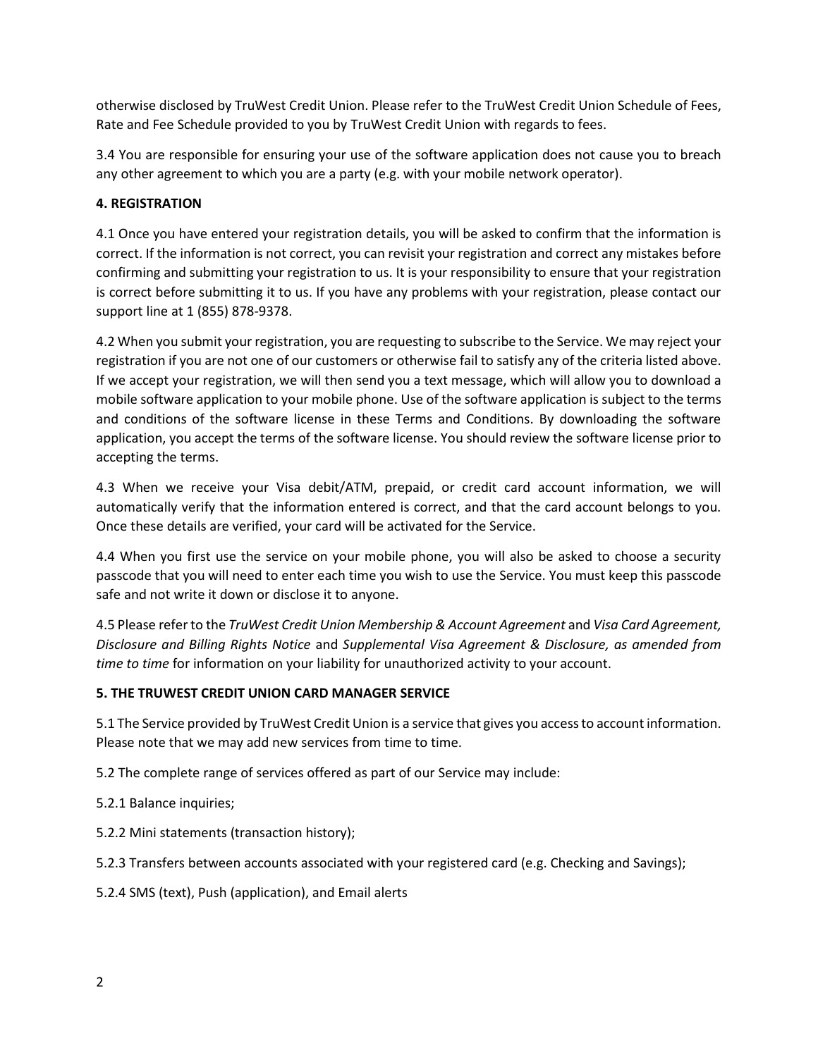otherwise disclosed by TruWest Credit Union. Please refer to the TruWest Credit Union Schedule of Fees, Rate and Fee Schedule provided to you by TruWest Credit Union with regards to fees.

3.4 You are responsible for ensuring your use of the software application does not cause you to breach any other agreement to which you are a party (e.g. with your mobile network operator).

**4. REGISTRATION**

4.1 Once you have entered your registration details, you will be asked to confirm that the information is correct. If the information is not correct, you can revisit your registration and correct any mistakes before confirming and submitting your registration to us. It is your responsibility to ensure that your registration is correct before submitting it to us. If you have any problems with your registration, please contact our support line at 1 (855) 878-9378.

4.2 When you submit your registration, you are requesting to subscribe to the Service. We may reject your registration if you are not one of our customers or otherwise fail to satisfy any of the criteria listed above. If we accept your registration, we will then send you a text message, which will allow you to download a mobile software application to your mobile phone. Use of the software application is subject to the terms and conditions of the software license in these Terms and Conditions. By downloading the software application, you accept the terms of the software license. You should review the software license prior to accepting the terms.

4.3 When we receive your Visa debit/ATM, prepaid, or credit card account information, we will automatically verify that the information entered is correct, and that the card account belongs to you. Once these details are verified, your card will be activated for the Service.

4.4 When you first use the service on your mobile phone, you will also be asked to choose a security passcode that you will need to enter each time you wish to use the Service. You must keep this passcode safe and not write it down or disclose it to anyone.

4.5 Please refer to the *TruWest Credit Union Membership & Account Agreement* and *Visa Card Agreement, Disclosure and Billing Rights Notice* and *Supplemental Visa Agreement & Disclosure, as amended from time to time* for information on your liability for unauthorized activity to your account.

**5. THE TRUWEST CREDIT UNION CARD MANAGER SERVICE**

5.1 The Service provided by TruWest Credit Union is a service that gives you access to account information. Please note that we may add new services from time to time.

5.2 The complete range of services offered as part of our Service may include:

5.2.1 Balance inquiries;

5.2.2 Mini statements (transaction history);

5.2.3 Transfers between accounts associated with your registered card (e.g. Checking and Savings);

5.2.4 SMS (text), Push (application), and Email alerts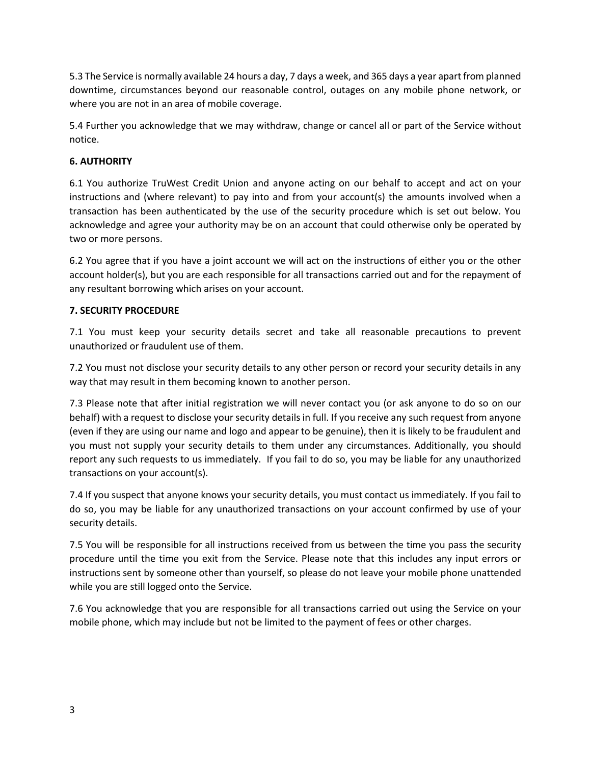5.3 The Service is normally available 24 hours a day, 7 days a week, and 365 days a year apart from planned downtime, circumstances beyond our reasonable control, outages on any mobile phone network, or where you are not in an area of mobile coverage.

5.4 Further you acknowledge that we may withdraw, change or cancel all or part of the Service without notice.

**6. AUTHORITY**

6.1 You authorize TruWest Credit Union and anyone acting on our behalf to accept and act on your instructions and (where relevant) to pay into and from your account(s) the amounts involved when a transaction has been authenticated by the use of the security procedure which is set out below. You acknowledge and agree your authority may be on an account that could otherwise only be operated by two or more persons.

6.2 You agree that if you have a joint account we will act on the instructions of either you or the other account holder(s), but you are each responsible for all transactions carried out and for the repayment of any resultant borrowing which arises on your account.

**7. SECURITY PROCEDURE**

7.1 You must keep your security details secret and take all reasonable precautions to prevent unauthorized or fraudulent use of them.

7.2 You must not disclose your security details to any other person or record your security details in any way that may result in them becoming known to another person.

7.3 Please note that after initial registration we will never contact you (or ask anyone to do so on our behalf) with a request to disclose your security details in full. If you receive any such request from anyone (even if they are using our name and logo and appear to be genuine), then it is likely to be fraudulent and you must not supply your security details to them under any circumstances. Additionally, you should report any such requests to us immediately. If you fail to do so, you may be liable for any unauthorized transactions on your account(s).

7.4 If you suspect that anyone knows your security details, you must contact us immediately. If you fail to do so, you may be liable for any unauthorized transactions on your account confirmed by use of your security details.

7.5 You will be responsible for all instructions received from us between the time you pass the security procedure until the time you exit from the Service. Please note that this includes any input errors or instructions sent by someone other than yourself, so please do not leave your mobile phone unattended while you are still logged onto the Service.

7.6 You acknowledge that you are responsible for all transactions carried out using the Service on your mobile phone, which may include but not be limited to the payment of fees or other charges.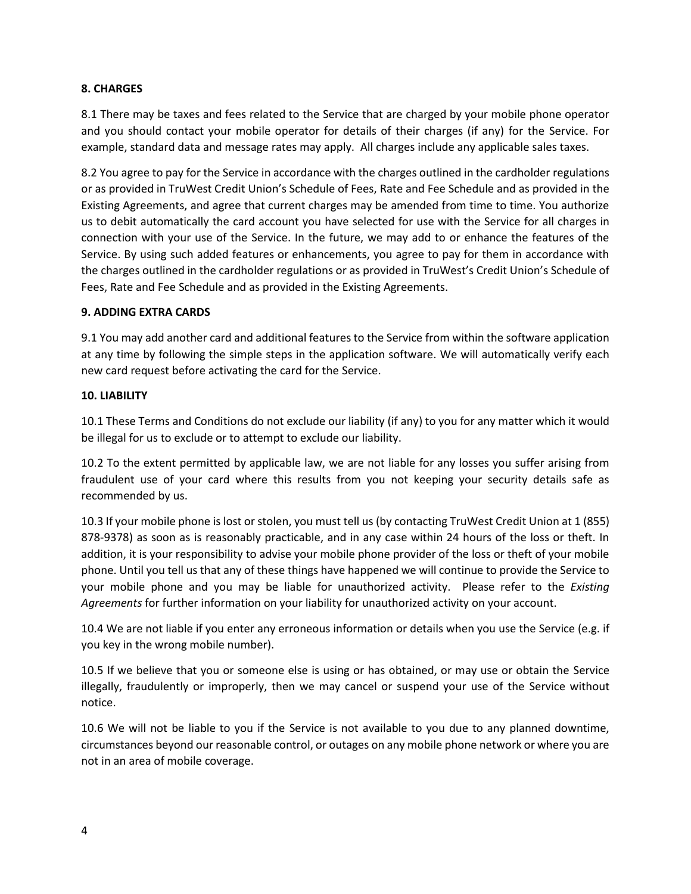**8. CHARGES**

8.1 There may be taxes and fees related to the Service that are charged by your mobile phone operator and you should contact your mobile operator for details of their charges (if any) for the Service. For example, standard data and message rates may apply. All charges include any applicable sales taxes.

8.2 You agree to pay for the Service in accordance with the charges outlined in the cardholder regulations or as provided in TruWest Credit Union's Schedule of Fees, Rate and Fee Schedule and as provided in the Existing Agreements, and agree that current charges may be amended from time to time. You authorize us to debit automatically the card account you have selected for use with the Service for all charges in connection with your use of the Service. In the future, we may add to or enhance the features of the Service. By using such added features or enhancements, you agree to pay for them in accordance with the charges outlined in the cardholder regulations or as provided in TruWest's Credit Union's Schedule of Fees, Rate and Fee Schedule and as provided in the Existing Agreements.

**9. ADDING EXTRA CARDS**

9.1 You may add another card and additional features to the Service from within the software application at any time by following the simple steps in the application software. We will automatically verify each new card request before activating the card for the Service.

**10. LIABILITY**

10.1 These Terms and Conditions do not exclude our liability (if any) to you for any matter which it would be illegal for us to exclude or to attempt to exclude our liability.

10.2 To the extent permitted by applicable law, we are not liable for any losses you suffer arising from fraudulent use of your card where this results from you not keeping your security details safe as recommended by us.

10.3 If your mobile phone is lost or stolen, you must tell us (by contacting TruWest Credit Union at 1 (855) 878-9378) as soon as is reasonably practicable, and in any case within 24 hours of the loss or theft. In addition, it is your responsibility to advise your mobile phone provider of the loss or theft of your mobile phone. Until you tell us that any of these things have happened we will continue to provide the Service to your mobile phone and you may be liable for unauthorized activity. Please refer to the *Existing Agreements* for further information on your liability for unauthorized activity on your account.

10.4 We are not liable if you enter any erroneous information or details when you use the Service (e.g. if you key in the wrong mobile number).

10.5 If we believe that you or someone else is using or has obtained, or may use or obtain the Service illegally, fraudulently or improperly, then we may cancel or suspend your use of the Service without notice.

10.6 We will not be liable to you if the Service is not available to you due to any planned downtime, circumstances beyond our reasonable control, or outages on any mobile phone network or where you are not in an area of mobile coverage.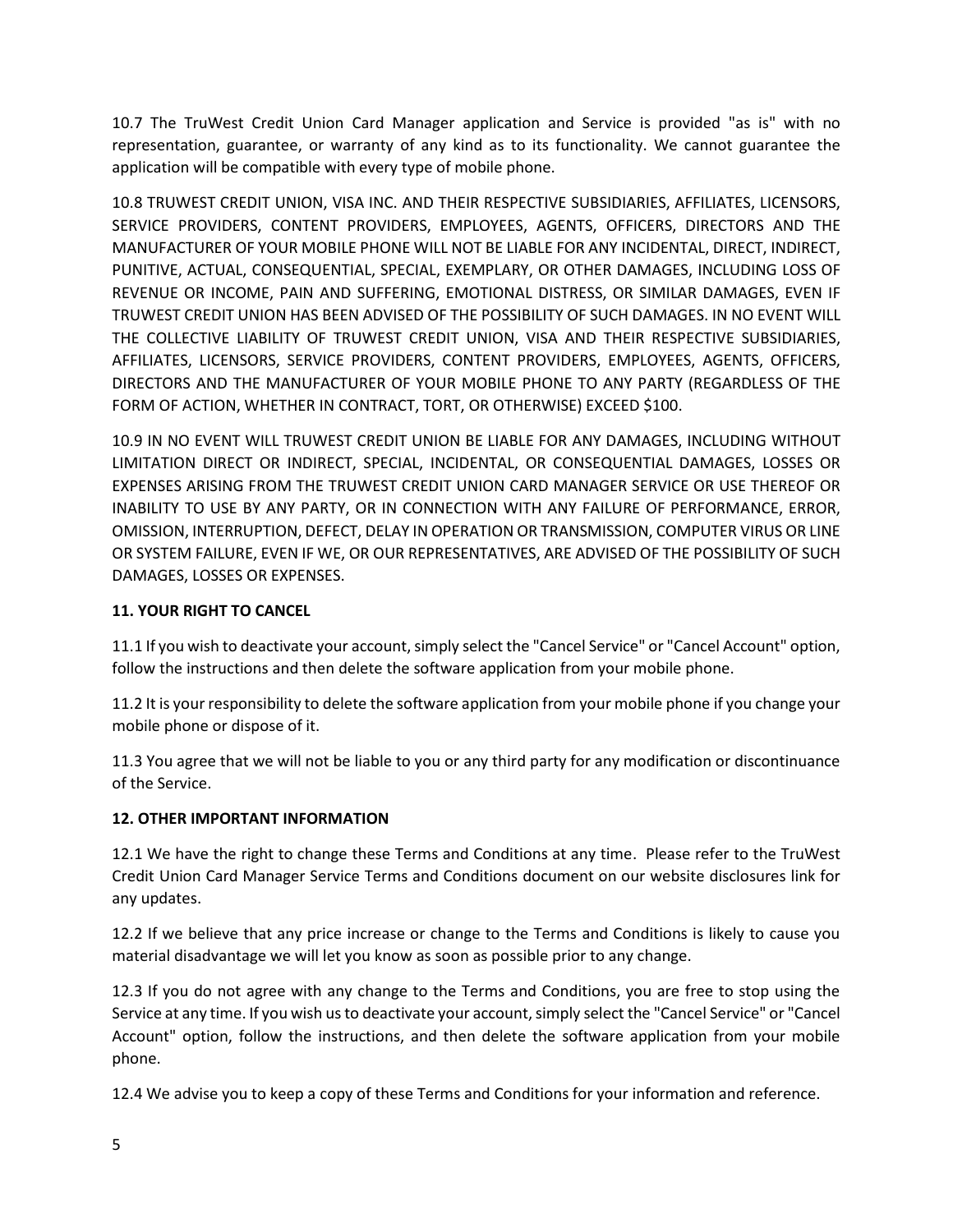10.7 The TruWest Credit Union Card Manager application and Service is provided "as is" with no representation, guarantee, or warranty of any kind as to its functionality. We cannot guarantee the application will be compatible with every type of mobile phone.

10.8 TRUWEST CREDIT UNION, VISA INC. AND THEIR RESPECTIVE SUBSIDIARIES, AFFILIATES, LICENSORS, SERVICE PROVIDERS, CONTENT PROVIDERS, EMPLOYEES, AGENTS, OFFICERS, DIRECTORS AND THE MANUFACTURER OF YOUR MOBILE PHONE WILL NOT BE LIABLE FOR ANY INCIDENTAL, DIRECT, INDIRECT, PUNITIVE, ACTUAL, CONSEQUENTIAL, SPECIAL, EXEMPLARY, OR OTHER DAMAGES, INCLUDING LOSS OF REVENUE OR INCOME, PAIN AND SUFFERING, EMOTIONAL DISTRESS, OR SIMILAR DAMAGES, EVEN IF TRUWEST CREDIT UNION HAS BEEN ADVISED OF THE POSSIBILITY OF SUCH DAMAGES. IN NO EVENT WILL THE COLLECTIVE LIABILITY OF TRUWEST CREDIT UNION, VISA AND THEIR RESPECTIVE SUBSIDIARIES, AFFILIATES, LICENSORS, SERVICE PROVIDERS, CONTENT PROVIDERS, EMPLOYEES, AGENTS, OFFICERS, DIRECTORS AND THE MANUFACTURER OF YOUR MOBILE PHONE TO ANY PARTY (REGARDLESS OF THE FORM OF ACTION, WHETHER IN CONTRACT, TORT, OR OTHERWISE) EXCEED $100.

10.9 IN NO EVENT WILL TRUWEST CREDIT UNION BE LIABLE FOR ANY DAMAGES, INCLUDING WITHOUT LIMITATION DIRECT OR INDIRECT, SPECIAL, INCIDENTAL, OR CONSEQUENTIAL DAMAGES, LOSSES OR EXPENSES ARISING FROM THE TRUWEST CREDIT UNION CARD MANAGER SERVICE OR USE THEREOF OR INABILITY TO USE BY ANY PARTY, OR IN CONNECTION WITH ANY FAILURE OF PERFORMANCE, ERROR, OMISSION, INTERRUPTION, DEFECT, DELAY IN OPERATION OR TRANSMISSION, COMPUTER VIRUS OR LINE OR SYSTEM FAILURE, EVEN IF WE, OR OUR REPRESENTATIVES, ARE ADVISED OF THE POSSIBILITY OF SUCH DAMAGES, LOSSES OR EXPENSES.

**11. YOUR RIGHT TO CANCEL**

11.1 If you wish to deactivate your account, simply select the "Cancel Service" or "Cancel Account" option, follow the instructions and then delete the software application from your mobile phone.

11.2 It is your responsibility to delete the software application from your mobile phone if you change your mobile phone or dispose of it.

11.3 You agree that we will not be liable to you or any third party for any modification or discontinuance of the Service.

**12. OTHER IMPORTANT INFORMATION**

12.1 We have the right to change these Terms and Conditions at any time. Please refer to the TruWest Credit Union Card Manager Service Terms and Conditions document on our website disclosures link for any updates.

12.2 If we believe that any price increase or change to the Terms and Conditions is likely to cause you material disadvantage we will let you know as soon as possible prior to any change.

12.3 If you do not agree with any change to the Terms and Conditions, you are free to stop using the Service at any time. If you wish us to deactivate your account, simply select the "Cancel Service" or "Cancel Account" option, follow the instructions, and then delete the software application from your mobile phone.

12.4 We advise you to keep a copy of these Terms and Conditions for your information and reference.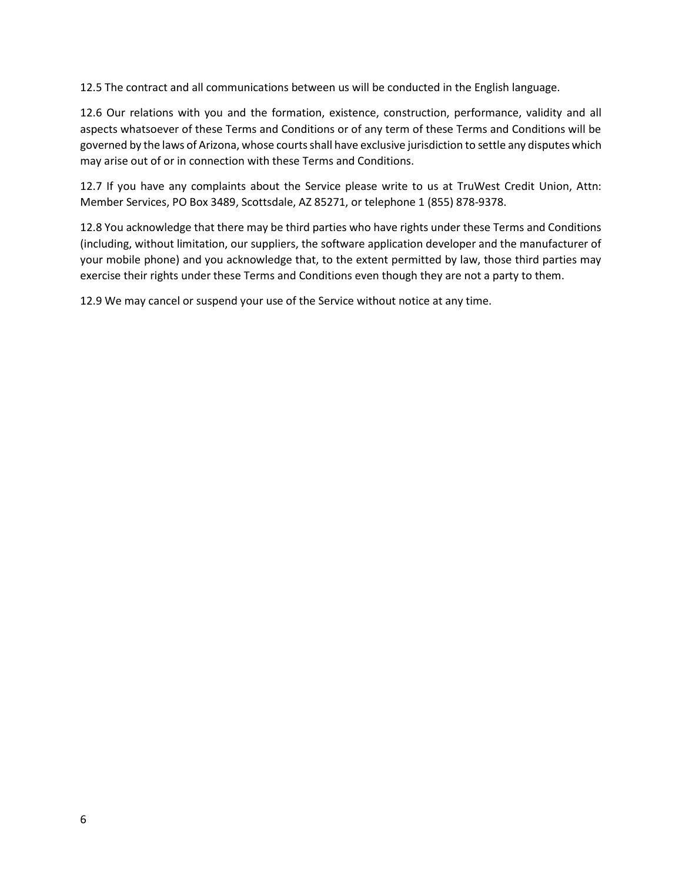12.5 The contract and all communications between us will be conducted in the English language.

12.6 Our relations with you and the formation, existence, construction, performance, validity and all aspects whatsoever of these Terms and Conditions or of any term of these Terms and Conditions will be governed by the laws of Arizona, whose courts shall have exclusive jurisdiction to settle any disputes which may arise out of or in connection with these Terms and Conditions.

12.7 If you have any complaints about the Service please write to us at TruWest Credit Union, Attn: Member Services, PO Box 3489, Scottsdale, AZ 85271, or telephone 1 (855) 878-9378.

12.8 You acknowledge that there may be third parties who have rights under these Terms and Conditions (including, without limitation, our suppliers, the software application developer and the manufacturer of your mobile phone) and you acknowledge that, to the extent permitted by law, those third parties may exercise their rights under these Terms and Conditions even though they are not a party to them.

12.9 We may cancel or suspend your use of the Service without notice at any time.